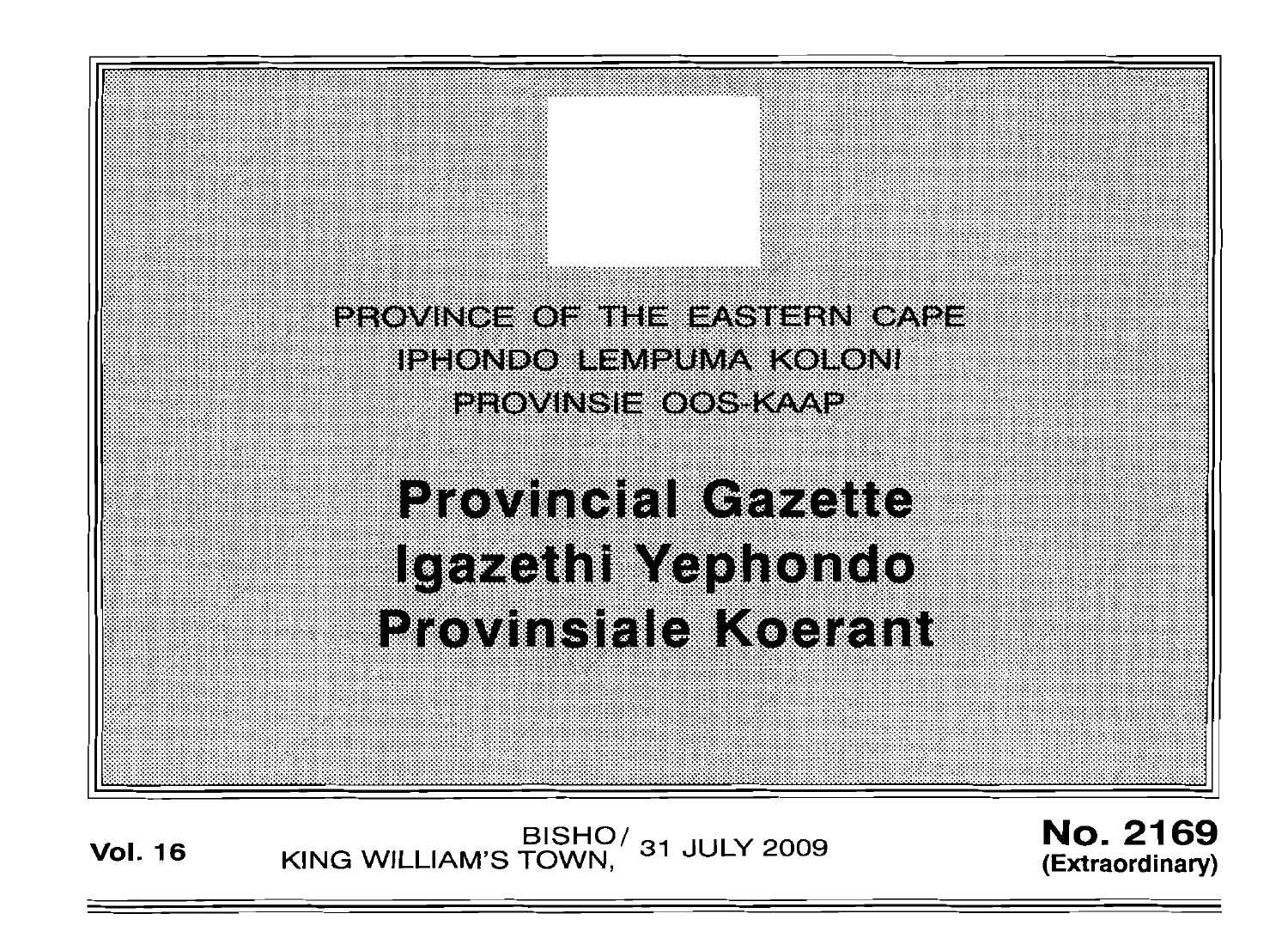PROVINCE OF THE EASTERN CAPE

IPHONDO LEMPUMA KOLONI

PROVINSIE OOS-KAAP

# Provincial Gazette

# Igazethi Yephondo

# Provinsiale Koerant

**Vol. 16** BISHO/ KING WILLIAM'S TOWN, 31 JULY 2009 **No. 2169 (Extraordinary)**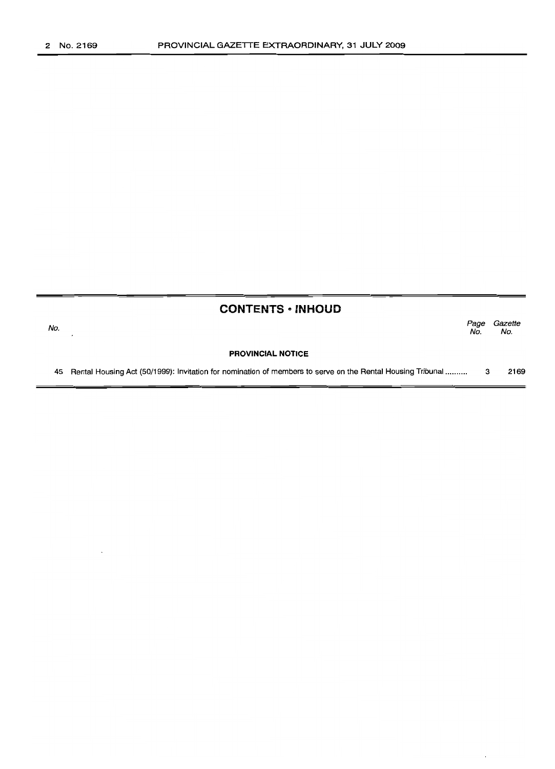## CONTENTS • INHOUD

| No. | | Page No. | Gazette No. |
|---|---|---|---|
| | **PROVINCIAL NOTICE** | | |
| 45 | Rental Housing Act (50/1999): Invitation for nomination of members to serve on the Rental Housing Tribunal .......... | 3 | 2169 |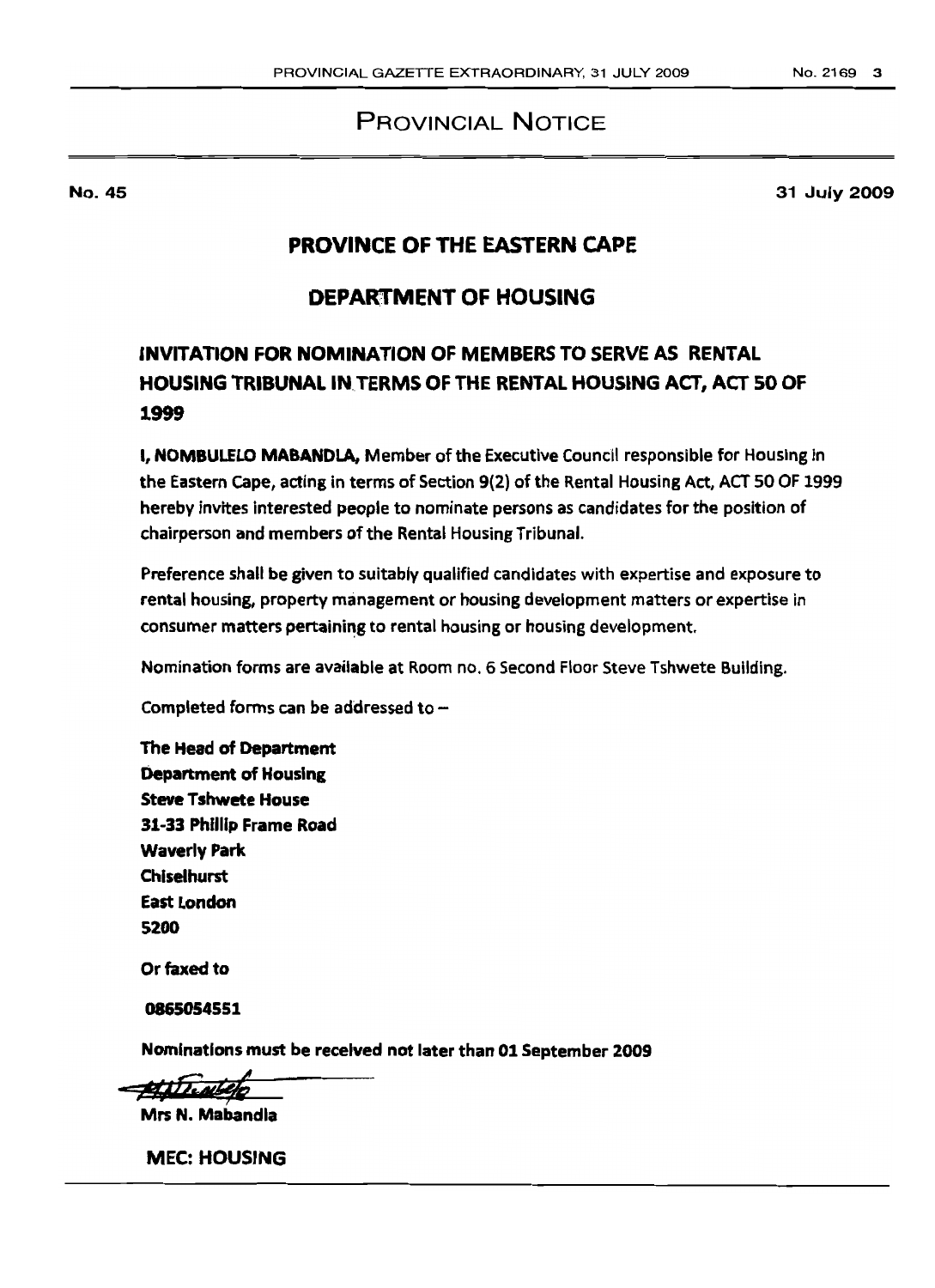# PROVINCIAL NOTICE

**No. 45** **31 July 2009**

## PROVINCE OF THE EASTERN CAPE

## DEPARTMENT OF HOUSING

### INVITATION FOR NOMINATION OF MEMBERS TO SERVE AS RENTAL HOUSING TRIBUNAL IN TERMS OF THE RENTAL HOUSING ACT, ACT 50 OF 1999

**I, NOMBULELO MABANDLA,** Member of the Executive Council responsible for Housing in the Eastern Cape, acting in terms of Section 9(2) of the Rental Housing Act, ACT 50 OF 1999 hereby invites interested people to nominate persons as candidates for the position of chairperson and members of the Rental Housing Tribunal.

Preference shall be given to suitably qualified candidates with expertise and exposure to rental housing, property management or housing development matters or expertise in consumer matters pertaining to rental housing or housing development.

Nomination forms are available at Room no. 6 Second Floor Steve Tshwete Building.

Completed forms can be addressed to –

**The Head of Department**
**Department of Housing**
**Steve Tshwete House**
**31-33 Phillip Frame Road**
**Waverly Park**
**Chiselhurst**
**East London**
**5200**

**Or faxed to**

**0865054551**

**Nominations must be received not later than 01 September 2009**

**Mrs N. Mabandla**

**MEC: HOUSING**